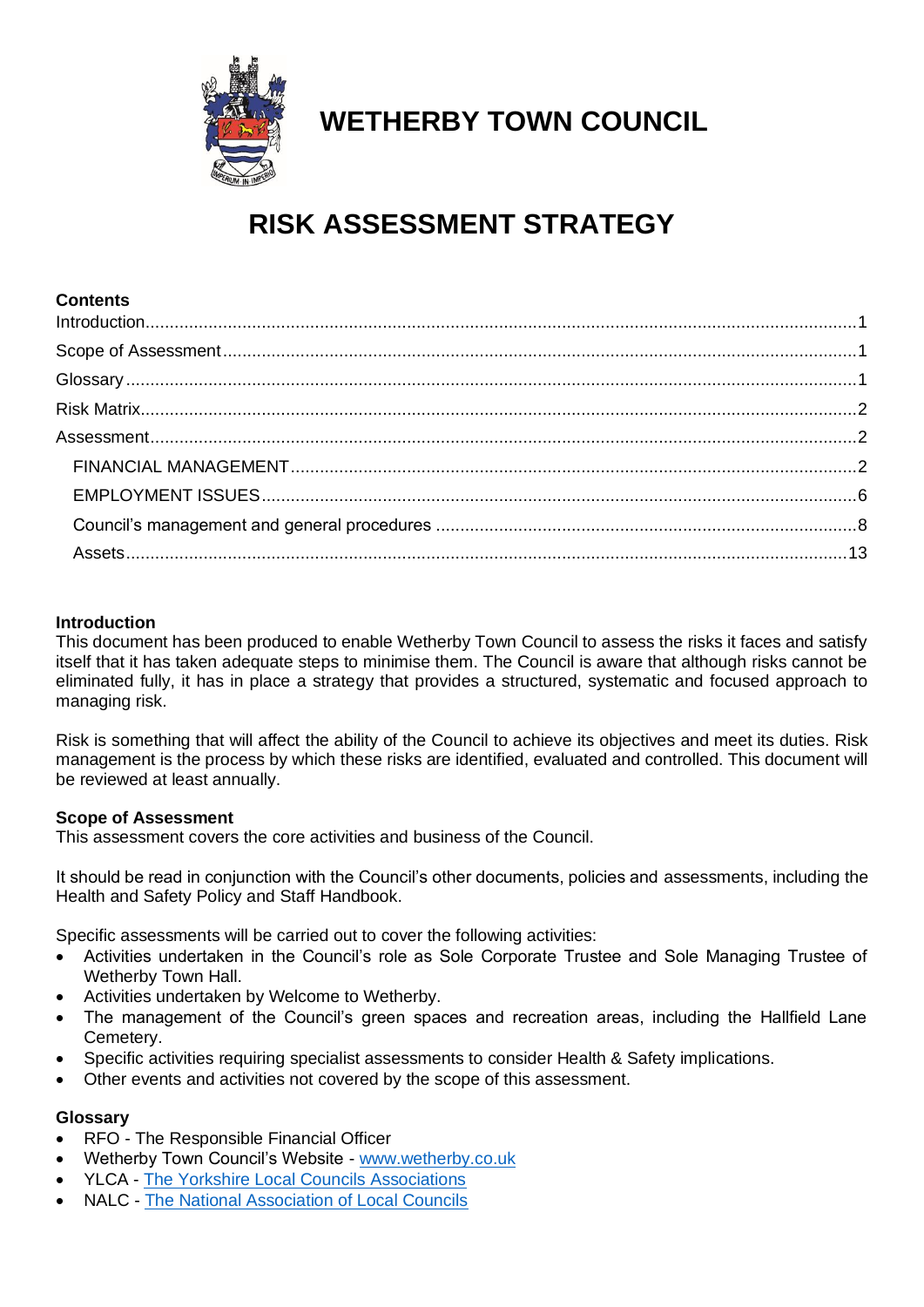# WETHERBY TOWN COUNCIL

# RISK ASSESSMENT STRATEGY

**Contents**

Introduction....1
Scope of Assessment....1
Glossary....1
Risk Matrix....2
Assessment....2
- FINANCIAL MANAGEMENT....2
- EMPLOYMENT ISSUES....6
- Council's management and general procedures....8
- Assets....13

## Introduction

This document has been produced to enable Wetherby Town Council to assess the risks it faces and satisfy itself that it has taken adequate steps to minimise them. The Council is aware that although risks cannot be eliminated fully, it has in place a strategy that provides a structured, systematic and focused approach to managing risk.

Risk is something that will affect the ability of the Council to achieve its objectives and meet its duties. Risk management is the process by which these risks are identified, evaluated and controlled. This document will be reviewed at least annually.

## Scope of Assessment

This assessment covers the core activities and business of the Council.

It should be read in conjunction with the Council's other documents, policies and assessments, including the Health and Safety Policy and Staff Handbook.

Specific assessments will be carried out to cover the following activities:

- Activities undertaken in the Council's role as Sole Corporate Trustee and Sole Managing Trustee of Wetherby Town Hall.
- Activities undertaken by Welcome to Wetherby.
- The management of the Council's green spaces and recreation areas, including the Hallfield Lane Cemetery.
- Specific activities requiring specialist assessments to consider Health & Safety implications.
- Other events and activities not covered by the scope of this assessment.

## Glossary

- RFO - The Responsible Financial Officer
- Wetherby Town Council's Website - www.wetherby.co.uk
- YLCA - The Yorkshire Local Councils Associations
- NALC - The National Association of Local Councils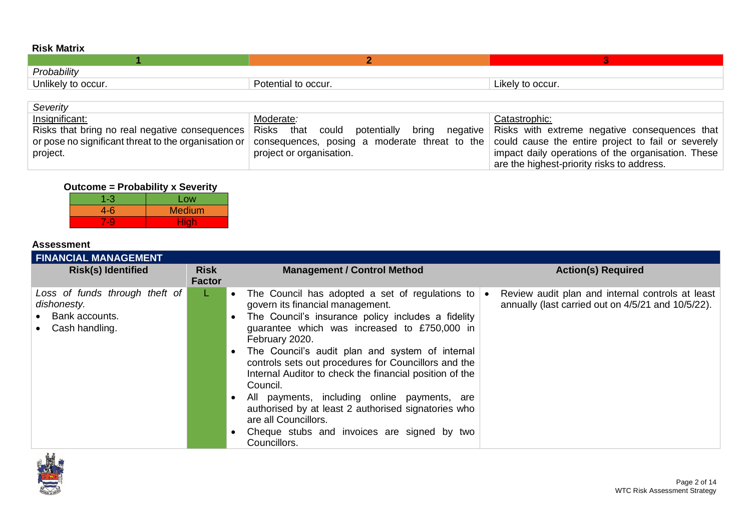**Risk Matrix**

| 1 | 2 | 3 |
|---|---|---|
| *Probability* | | |
| Unlikely to occur. | Potential to occur. | Likely to occur. |

| *Severity* | | |
|---|---|---|
| Insignificant: Risks that bring no real negative consequences or pose no significant threat to the organisation or project. | Moderate*:* Risks that could potentially bring negative consequences, posing a moderate threat to the project or organisation. | Catastrophic: Risks with extreme negative consequences that could cause the entire project to fail or severely impact daily operations of the organisation. These are the highest-priority risks to address. |

**Outcome = Probability x Severity**

| | |
|---|---|
| 1-3 | Low |
| 4-6 | Medium |
| 7-9 | High |

**Assessment**

| **FINANCIAL MANAGEMENT** | | | |
|---|---|---|---|
| **Risk(s) Identified** | **Risk Factor** | **Management / Control Method** | **Action(s) Required** |
| *Loss of funds through theft of dishonesty.*<br>• Bank accounts.<br>• Cash handling. | L | • The Council has adopted a set of regulations to govern its financial management.<br>• The Council's insurance policy includes a fidelity guarantee which was increased to £750,000 in February 2020.<br>• The Council's audit plan and system of internal controls sets out procedures for Councillors and the Internal Auditor to check the financial position of the Council.<br>• All payments, including online payments, are authorised by at least 2 authorised signatories who are all Councillors.<br>• Cheque stubs and invoices are signed by two Councillors. | • Review audit plan and internal controls at least annually (last carried out on 4/5/21 and 10/5/22). |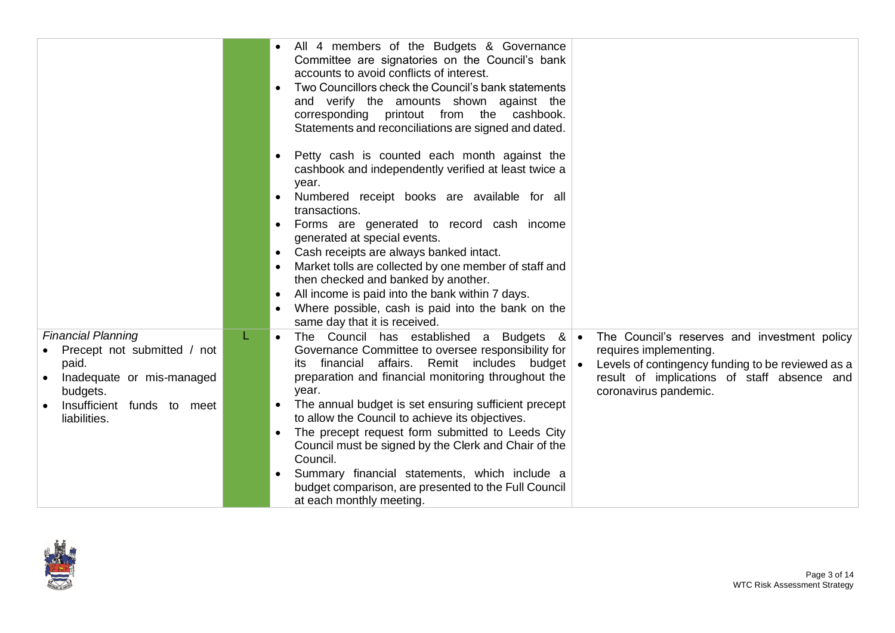| | | | |
|---|---|---|---|
| | | • All 4 members of the Budgets & Governance Committee are signatories on the Council's bank accounts to avoid conflicts of interest.<br>• Two Councillors check the Council's bank statements and verify the amounts shown against the corresponding printout from the cashbook. Statements and reconciliations are signed and dated.<br>• Petty cash is counted each month against the cashbook and independently verified at least twice a year.<br>• Numbered receipt books are available for all transactions.<br>• Forms are generated to record cash income generated at special events.<br>• Cash receipts are always banked intact.<br>• Market tolls are collected by one member of staff and then checked and banked by another.<br>• All income is paid into the bank within 7 days.<br>• Where possible, cash is paid into the bank on the same day that it is received. | |
| *Financial Planning*<br>• Precept not submitted / not paid.<br>• Inadequate or mis-managed budgets.<br>• Insufficient funds to meet liabilities. | L | • The Council has established a Budgets & Governance Committee to oversee responsibility for its financial affairs. Remit includes budget preparation and financial monitoring throughout the year.<br>• The annual budget is set ensuring sufficient precept to allow the Council to achieve its objectives.<br>• The precept request form submitted to Leeds City Council must be signed by the Clerk and Chair of the Council.<br>• Summary financial statements, which include a budget comparison, are presented to the Full Council at each monthly meeting. | • The Council's reserves and investment policy requires implementing.<br>• Levels of contingency funding to be reviewed as a result of implications of staff absence and coronavirus pandemic. |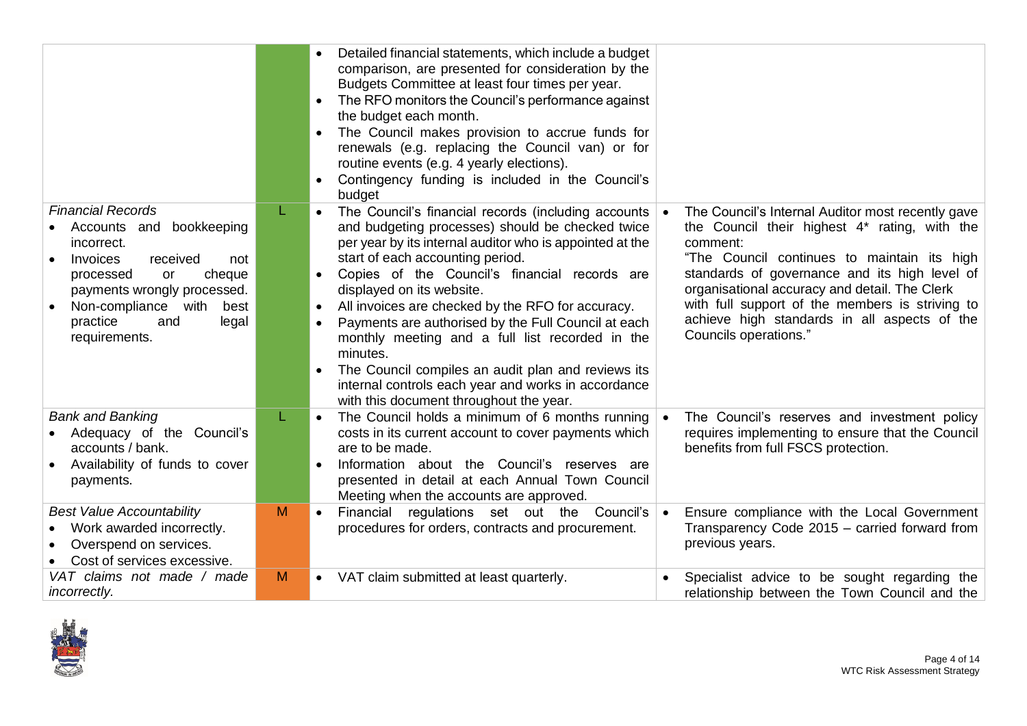| | | | |
|---|---|---|---|
| | | • Detailed financial statements, which include a budget comparison, are presented for consideration by the Budgets Committee at least four times per year.<br>• The RFO monitors the Council's performance against the budget each month.<br>• The Council makes provision to accrue funds for renewals (e.g. replacing the Council van) or for routine events (e.g. 4 yearly elections).<br>• Contingency funding is included in the Council's budget | |
| *Financial Records*<br>• Accounts and bookkeeping incorrect.<br>• Invoices received not processed or cheque payments wrongly processed.<br>• Non-compliance with best practice and legal requirements. | L | • The Council's financial records (including accounts and budgeting processes) should be checked twice per year by its internal auditor who is appointed at the start of each accounting period.<br>• Copies of the Council's financial records are displayed on its website.<br>• All invoices are checked by the RFO for accuracy.<br>• Payments are authorised by the Full Council at each monthly meeting and a full list recorded in the minutes.<br>• The Council compiles an audit plan and reviews its internal controls each year and works in accordance with this document throughout the year. | • The Council's Internal Auditor most recently gave the Council their highest 4* rating, with the comment:<br>"The Council continues to maintain its high standards of governance and its high level of organisational accuracy and detail. The Clerk with full support of the members is striving to achieve high standards in all aspects of the Councils operations." |
| *Bank and Banking*<br>• Adequacy of the Council's accounts / bank.<br>• Availability of funds to cover payments. | L | • The Council holds a minimum of 6 months running costs in its current account to cover payments which are to be made.<br>• Information about the Council's reserves are presented in detail at each Annual Town Council Meeting when the accounts are approved. | • The Council's reserves and investment policy requires implementing to ensure that the Council benefits from full FSCS protection. |
| *Best Value Accountability*<br>• Work awarded incorrectly.<br>• Overspend on services.<br>• Cost of services excessive. | M | • Financial regulations set out the Council's procedures for orders, contracts and procurement. | • Ensure compliance with the Local Government Transparency Code 2015 – carried forward from previous years. |
| *VAT claims not made / made incorrectly.* | M | • VAT claim submitted at least quarterly. | • Specialist advice to be sought regarding the relationship between the Town Council and the |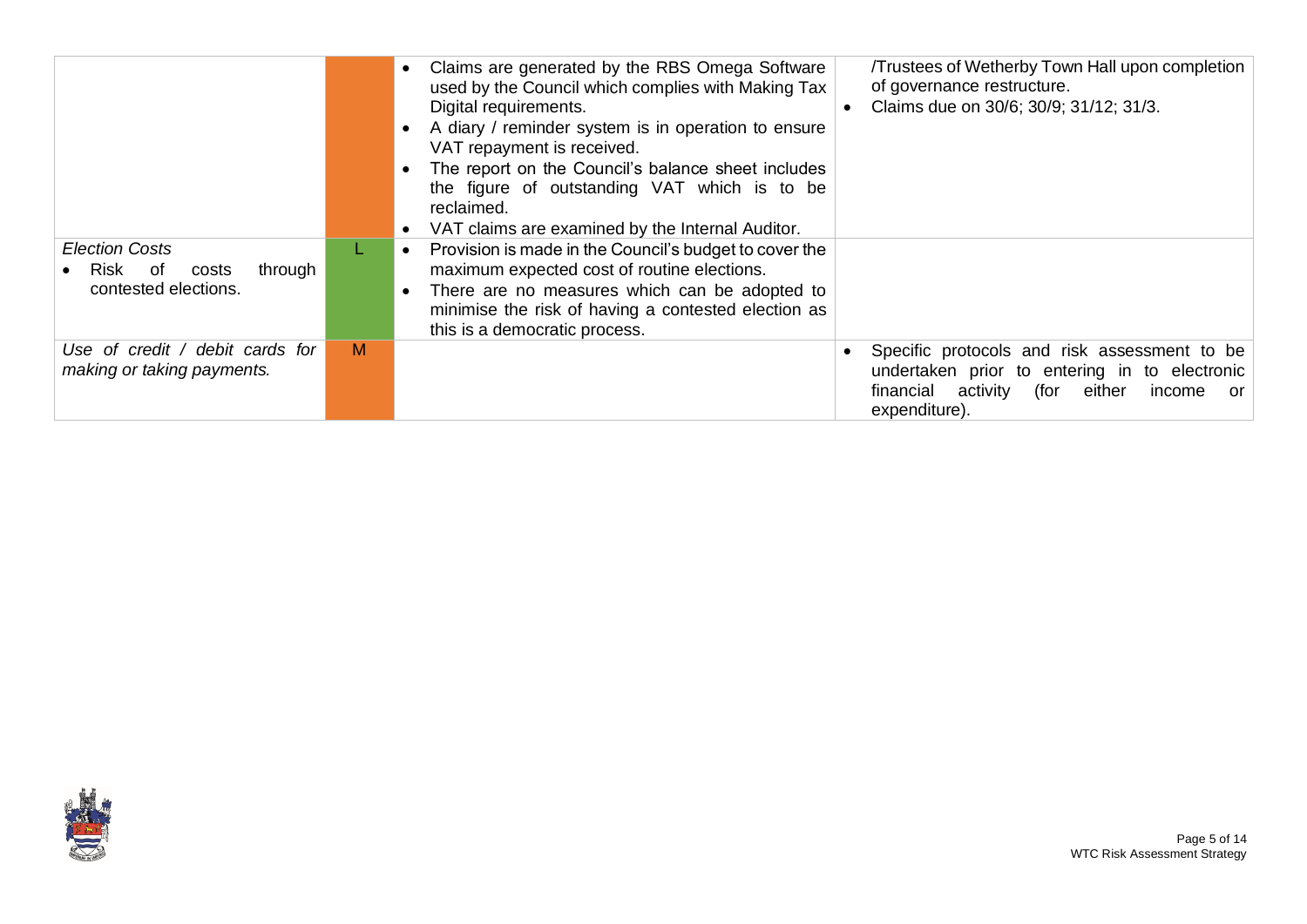| | | | |
|---|---|---|---|
| | | • Claims are generated by the RBS Omega Software used by the Council which complies with Making Tax Digital requirements.<br>• A diary / reminder system is in operation to ensure VAT repayment is received.<br>• The report on the Council's balance sheet includes the figure of outstanding VAT which is to be reclaimed.<br>• VAT claims are examined by the Internal Auditor. | /Trustees of Wetherby Town Hall upon completion of governance restructure.<br>• Claims due on 30/6; 30/9; 31/12; 31/3. |
| *Election Costs*<br>• Risk of costs through contested elections. | L | • Provision is made in the Council's budget to cover the maximum expected cost of routine elections.<br>• There are no measures which can be adopted to minimise the risk of having a contested election as this is a democratic process. | |
| *Use of credit / debit cards for making or taking payments.* | M | | • Specific protocols and risk assessment to be undertaken prior to entering in to electronic financial activity (for either income or expenditure). |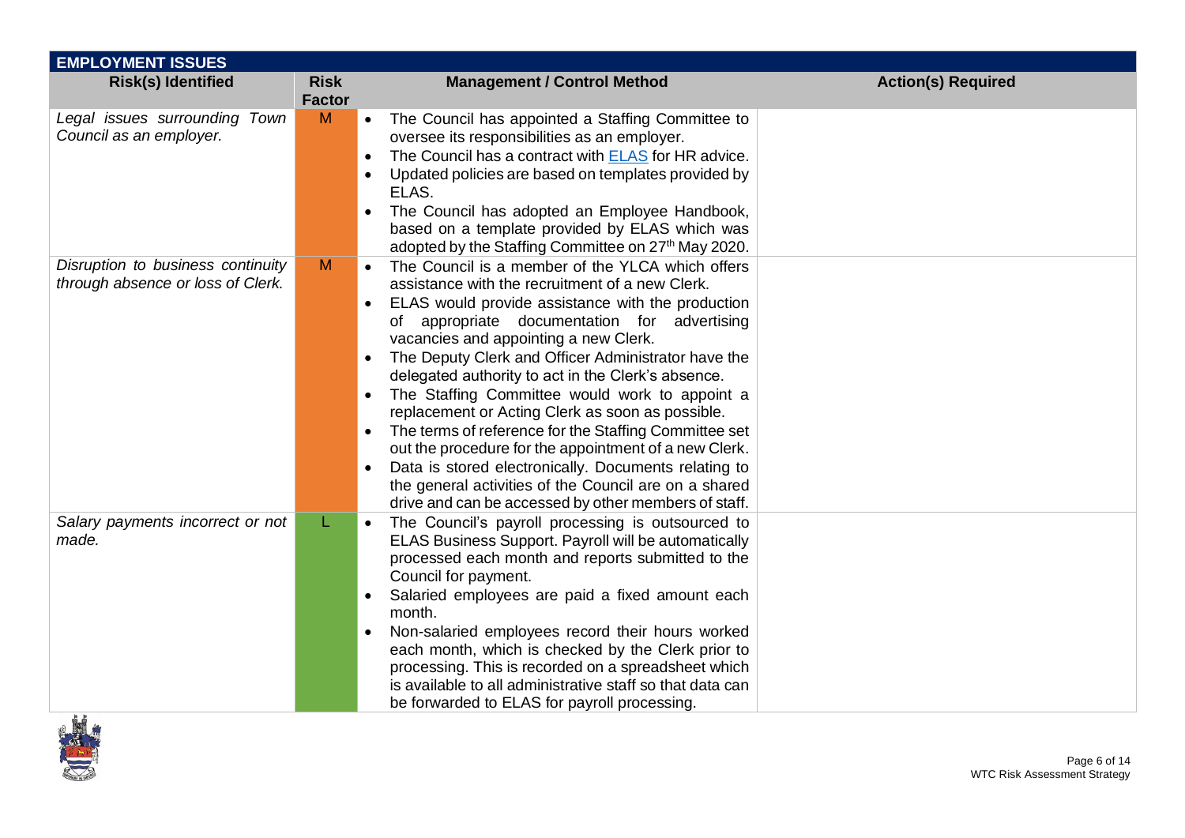| EMPLOYMENT ISSUES | | | |
|---|---|---|---|
| **Risk(s) Identified** | **Risk Factor** | **Management / Control Method** | **Action(s) Required** |
| *Legal issues surrounding Town Council as an employer.* | M | • The Council has appointed a Staffing Committee to oversee its responsibilities as an employer.<br>• The Council has a contract with ELAS for HR advice.<br>• Updated policies are based on templates provided by ELAS.<br>• The Council has adopted an Employee Handbook, based on a template provided by ELAS which was adopted by the Staffing Committee on 27th May 2020. | |
| *Disruption to business continuity through absence or loss of Clerk.* | M | • The Council is a member of the YLCA which offers assistance with the recruitment of a new Clerk.<br>• ELAS would provide assistance with the production of appropriate documentation for advertising vacancies and appointing a new Clerk.<br>• The Deputy Clerk and Officer Administrator have the delegated authority to act in the Clerk's absence.<br>• The Staffing Committee would work to appoint a replacement or Acting Clerk as soon as possible.<br>• The terms of reference for the Staffing Committee set out the procedure for the appointment of a new Clerk.<br>• Data is stored electronically. Documents relating to the general activities of the Council are on a shared drive and can be accessed by other members of staff. | |
| *Salary payments incorrect or not made.* | L | • The Council's payroll processing is outsourced to ELAS Business Support. Payroll will be automatically processed each month and reports submitted to the Council for payment.<br>• Salaried employees are paid a fixed amount each month.<br>• Non-salaried employees record their hours worked each month, which is checked by the Clerk prior to processing. This is recorded on a spreadsheet which is available to all administrative staff so that data can be forwarded to ELAS for payroll processing. | |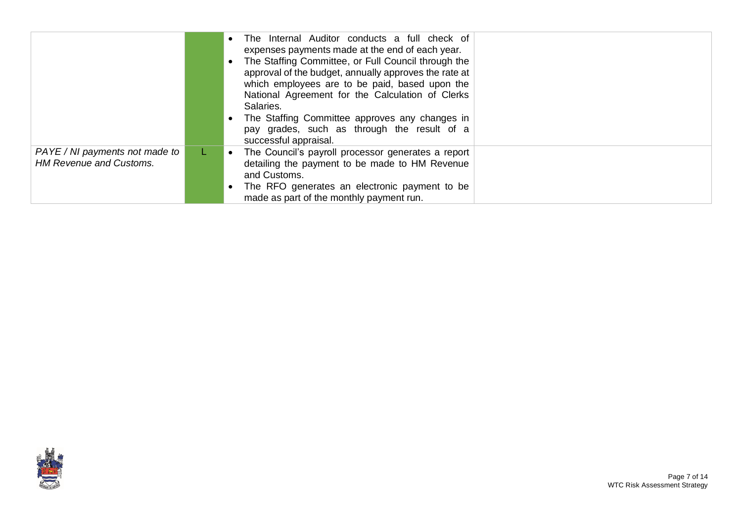| | | | |
|---|---|---|---|
| | | • The Internal Auditor conducts a full check of expenses payments made at the end of each year.<br>• The Staffing Committee, or Full Council through the approval of the budget, annually approves the rate at which employees are to be paid, based upon the National Agreement for the Calculation of Clerks Salaries.<br>• The Staffing Committee approves any changes in pay grades, such as through the result of a successful appraisal. | |
| *PAYE / NI payments not made to HM Revenue and Customs.* | L | • The Council's payroll processor generates a report detailing the payment to be made to HM Revenue and Customs.<br>• The RFO generates an electronic payment to be made as part of the monthly payment run. | |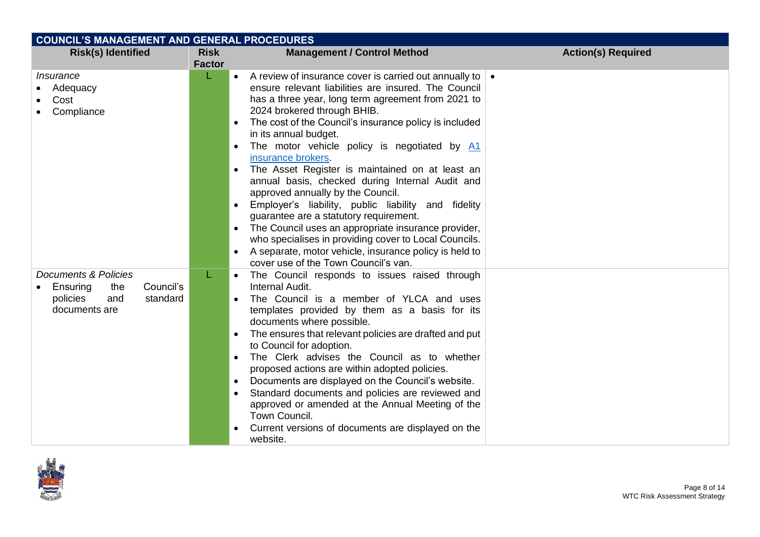| COUNCIL'S MANAGEMENT AND GENERAL PROCEDURES | | | |
|---|---|---|---|
| **Risk(s) Identified** | **Risk Factor** | **Management / Control Method** | **Action(s) Required** |
| *Insurance*<br>• Adequacy<br>• Cost<br>• Compliance | L | • A review of insurance cover is carried out annually to ensure relevant liabilities are insured. The Council has a three year, long term agreement from 2021 to 2024 brokered through BHIB.<br>• The cost of the Council's insurance policy is included in its annual budget.<br>• The motor vehicle policy is negotiated by [A1 insurance brokers](#).<br>• The Asset Register is maintained on at least an annual basis, checked during Internal Audit and approved annually by the Council.<br>• Employer's liability, public liability and fidelity guarantee are a statutory requirement.<br>• The Council uses an appropriate insurance provider, who specialises in providing cover to Local Councils.<br>• A separate, motor vehicle, insurance policy is held to cover use of the Town Council's van. | • |
| *Documents & Policies*<br>• Ensuring the Council's policies and standard documents are | L | • The Council responds to issues raised through Internal Audit.<br>• The Council is a member of YLCA and uses templates provided by them as a basis for its documents where possible.<br>• The ensures that relevant policies are drafted and put to Council for adoption.<br>• The Clerk advises the Council as to whether proposed actions are within adopted policies.<br>• Documents are displayed on the Council's website.<br>• Standard documents and policies are reviewed and approved or amended at the Annual Meeting of the Town Council.<br>• Current versions of documents are displayed on the website. | |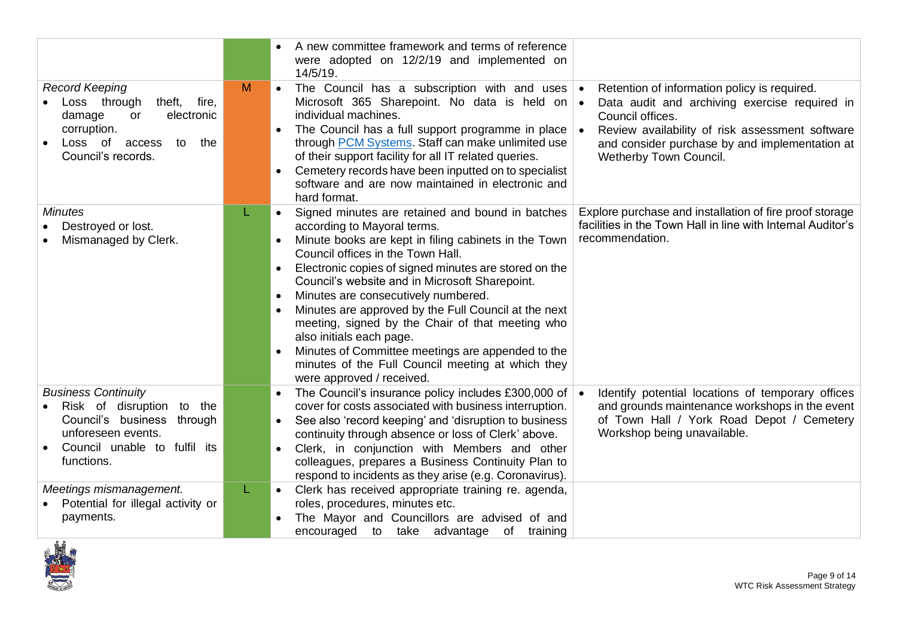| | | | |
|---|---|---|---|
| | | • A new committee framework and terms of reference were adopted on 12/2/19 and implemented on 14/5/19. | |
| *Record Keeping*<br>• Loss through theft, fire, damage or electronic corruption.<br>• Loss of access to the Council's records. | M | • The Council has a subscription with and uses Microsoft 365 Sharepoint. No data is held on individual machines.<br>• The Council has a full support programme in place through [PCM Systems](). Staff can make unlimited use of their support facility for all IT related queries.<br>• Cemetery records have been inputted on to specialist software and are now maintained in electronic and hard format. | • Retention of information policy is required.<br>• Data audit and archiving exercise required in Council offices.<br>• Review availability of risk assessment software and consider purchase by and implementation at Wetherby Town Council. |
| *Minutes*<br>• Destroyed or lost.<br>• Mismanaged by Clerk. | L | • Signed minutes are retained and bound in batches according to Mayoral terms.<br>• Minute books are kept in filing cabinets in the Town Council offices in the Town Hall.<br>• Electronic copies of signed minutes are stored on the Council's website and in Microsoft Sharepoint.<br>• Minutes are consecutively numbered.<br>• Minutes are approved by the Full Council at the next meeting, signed by the Chair of that meeting who also initials each page.<br>• Minutes of Committee meetings are appended to the minutes of the Full Council meeting at which they were approved / received. | Explore purchase and installation of fire proof storage facilities in the Town Hall in line with Internal Auditor's recommendation. |
| *Business Continuity*<br>• Risk of disruption to the Council's business through unforeseen events.<br>• Council unable to fulfil its functions. | | • The Council's insurance policy includes £300,000 of cover for costs associated with business interruption.<br>• See also 'record keeping' and 'disruption to business continuity through absence or loss of Clerk' above.<br>• Clerk, in conjunction with Members and other colleagues, prepares a Business Continuity Plan to respond to incidents as they arise (e.g. Coronavirus). | • Identify potential locations of temporary offices and grounds maintenance workshops in the event of Town Hall / York Road Depot / Cemetery Workshop being unavailable. |
| *Meetings mismanagement.*<br>• Potential for illegal activity or payments. | L | • Clerk has received appropriate training re. agenda, roles, procedures, minutes etc.<br>• The Mayor and Councillors are advised of and encouraged to take advantage of training | |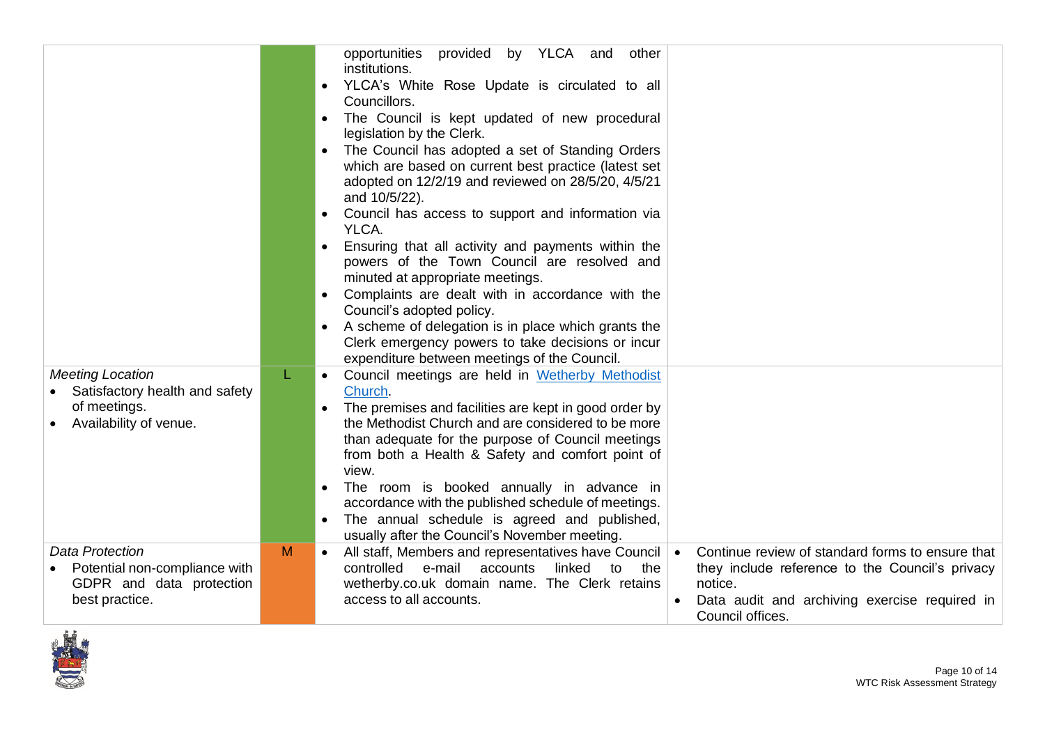| | | | |
|---|---|---|---|
| | | opportunities provided by YLCA and other institutions.<br>• YLCA's White Rose Update is circulated to all Councillors.<br>• The Council is kept updated of new procedural legislation by the Clerk.<br>• The Council has adopted a set of Standing Orders which are based on current best practice (latest set adopted on 12/2/19 and reviewed on 28/5/20, 4/5/21 and 10/5/22).<br>• Council has access to support and information via YLCA.<br>• Ensuring that all activity and payments within the powers of the Town Council are resolved and minuted at appropriate meetings.<br>• Complaints are dealt with in accordance with the Council's adopted policy.<br>• A scheme of delegation is in place which grants the Clerk emergency powers to take decisions or incur expenditure between meetings of the Council. | |
| *Meeting Location*<br>• Satisfactory health and safety of meetings.<br>• Availability of venue. | L | • Council meetings are held in Wetherby Methodist Church.<br>• The premises and facilities are kept in good order by the Methodist Church and are considered to be more than adequate for the purpose of Council meetings from both a Health & Safety and comfort point of view.<br>• The room is booked annually in advance in accordance with the published schedule of meetings.<br>• The annual schedule is agreed and published, usually after the Council's November meeting. | |
| *Data Protection*<br>• Potential non-compliance with GDPR and data protection best practice. | M | • All staff, Members and representatives have Council controlled e-mail accounts linked to the wetherby.co.uk domain name. The Clerk retains access to all accounts. | • Continue review of standard forms to ensure that they include reference to the Council's privacy notice.<br>• Data audit and archiving exercise required in Council offices. |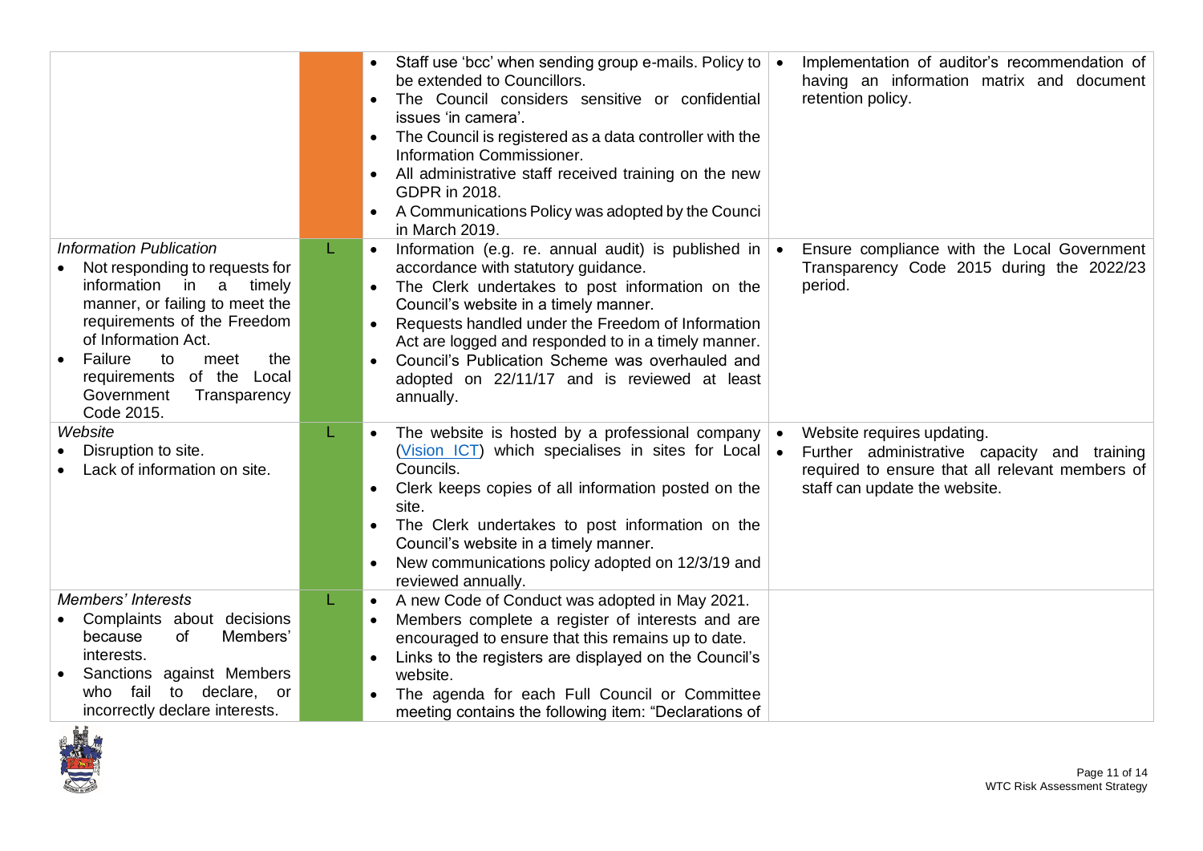| | | | |
|---|---|---|---|
| | | • Staff use 'bcc' when sending group e-mails. Policy to be extended to Councillors.<br>• The Council considers sensitive or confidential issues 'in camera'.<br>• The Council is registered as a data controller with the Information Commissioner.<br>• All administrative staff received training on the new GDPR in 2018.<br>• A Communications Policy was adopted by the Counci in March 2019. | • Implementation of auditor's recommendation of having an information matrix and document retention policy. |
| *Information Publication*<br>• Not responding to requests for information in a timely manner, or failing to meet the requirements of the Freedom of Information Act.<br>• Failure to meet the requirements of the Local Government Transparency Code 2015. | L | • Information (e.g. re. annual audit) is published in accordance with statutory guidance.<br>• The Clerk undertakes to post information on the Council's website in a timely manner.<br>• Requests handled under the Freedom of Information Act are logged and responded to in a timely manner.<br>• Council's Publication Scheme was overhauled and adopted on 22/11/17 and is reviewed at least annually. | • Ensure compliance with the Local Government Transparency Code 2015 during the 2022/23 period. |
| *Website*<br>• Disruption to site.<br>• Lack of information on site. | L | • The website is hosted by a professional company (Vision ICT) which specialises in sites for Local Councils.<br>• Clerk keeps copies of all information posted on the site.<br>• The Clerk undertakes to post information on the Council's website in a timely manner.<br>• New communications policy adopted on 12/3/19 and reviewed annually. | • Website requires updating.<br>• Further administrative capacity and training required to ensure that all relevant members of staff can update the website. |
| *Members' Interests*<br>• Complaints about decisions because of Members' interests.<br>• Sanctions against Members who fail to declare, or incorrectly declare interests. | L | • A new Code of Conduct was adopted in May 2021.<br>• Members complete a register of interests and are encouraged to ensure that this remains up to date.<br>• Links to the registers are displayed on the Council's website.<br>• The agenda for each Full Council or Committee meeting contains the following item: "Declarations of | |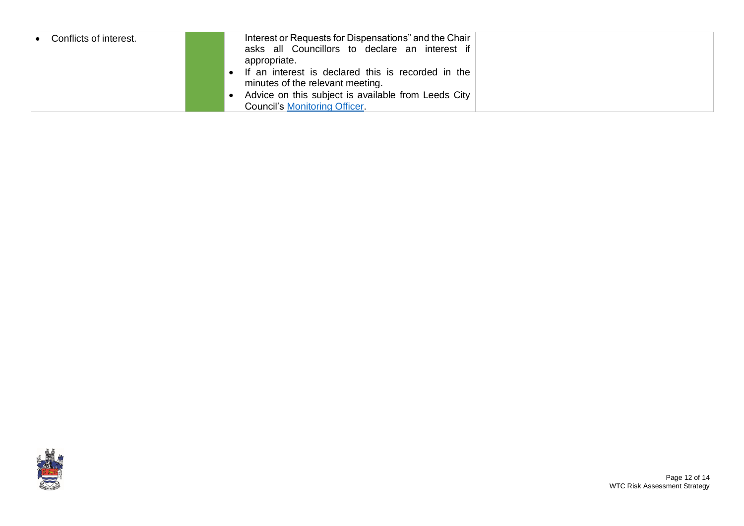| | | | |
|---|---|---|---|
| • Conflicts of interest. | | Interest or Requests for Dispensations" and the Chair asks all Councillors to declare an interest if appropriate.<br>• If an interest is declared this is recorded in the minutes of the relevant meeting.<br>• Advice on this subject is available from Leeds City Council's [Monitoring Officer]. | |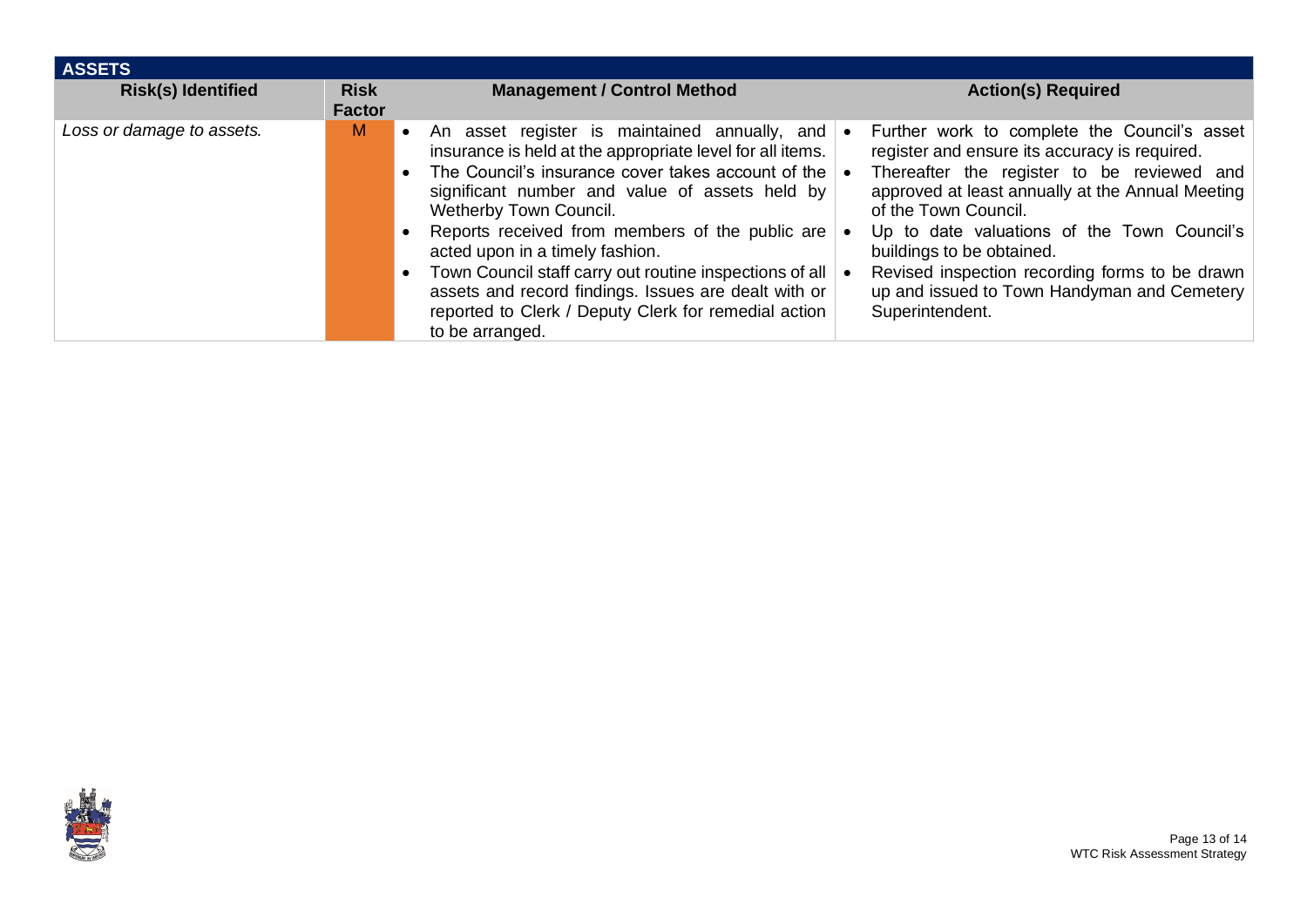## ASSETS

| Risk(s) Identified | Risk Factor | Management / Control Method | Action(s) Required |
|---|---|---|---|
| *Loss or damage to assets.* | M | • An asset register is maintained annually, and insurance is held at the appropriate level for all items.<br>• The Council's insurance cover takes account of the significant number and value of assets held by Wetherby Town Council.<br>• Reports received from members of the public are acted upon in a timely fashion.<br>• Town Council staff carry out routine inspections of all assets and record findings. Issues are dealt with or reported to Clerk / Deputy Clerk for remedial action to be arranged. | • Further work to complete the Council's asset register and ensure its accuracy is required.<br>• Thereafter the register to be reviewed and approved at least annually at the Annual Meeting of the Town Council.<br>• Up to date valuations of the Town Council's buildings to be obtained.<br>• Revised inspection recording forms to be drawn up and issued to Town Handyman and Cemetery Superintendent. |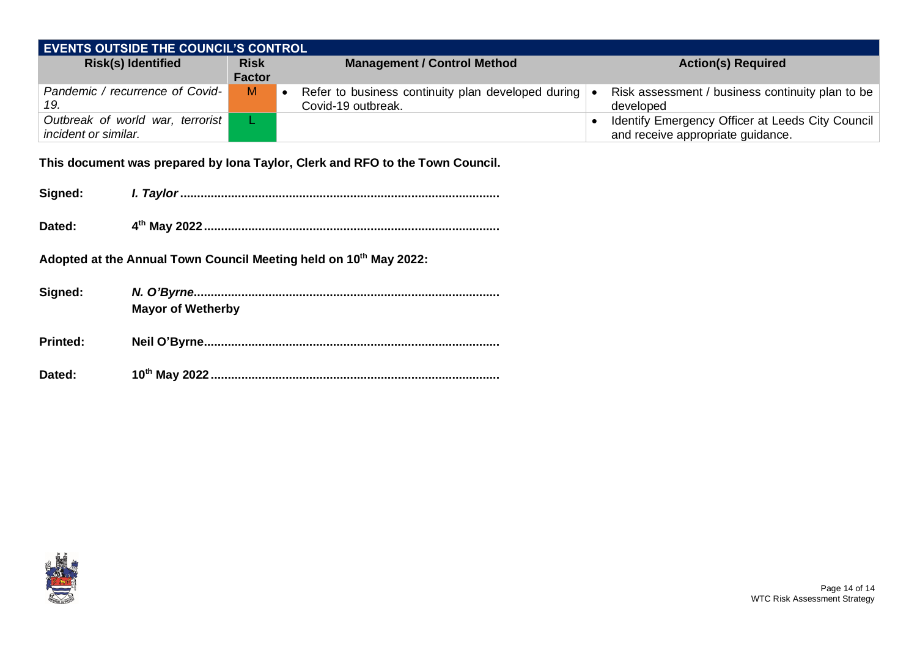| EVENTS OUTSIDE THE COUNCIL'S CONTROL | | | |
|---|---|---|---|
| **Risk(s) Identified** | **Risk Factor** | **Management / Control Method** | **Action(s) Required** |
| *Pandemic / recurrence of Covid-19.* | M | • Refer to business continuity plan developed during Covid-19 outbreak. | • Risk assessment / business continuity plan to be developed |
| *Outbreak of world war, terrorist incident or similar.* | L | | • Identify Emergency Officer at Leeds City Council and receive appropriate guidance. |

**This document was prepared by Iona Taylor, Clerk and RFO to the Town Council.**

**Signed:** ***I. Taylor*** **..............................................................................................**

**Dated:** **4th May 2022 ......................................................................................**

**Adopted at the Annual Town Council Meeting held on 10th May 2022:**

**Signed:** ***N. O'Byrne*** **.........................................................................................**
**Mayor of Wetherby**

**Printed:** **Neil O'Byrne.......................................................................................**

**Dated:** **10th May 2022 .....................................................................................**